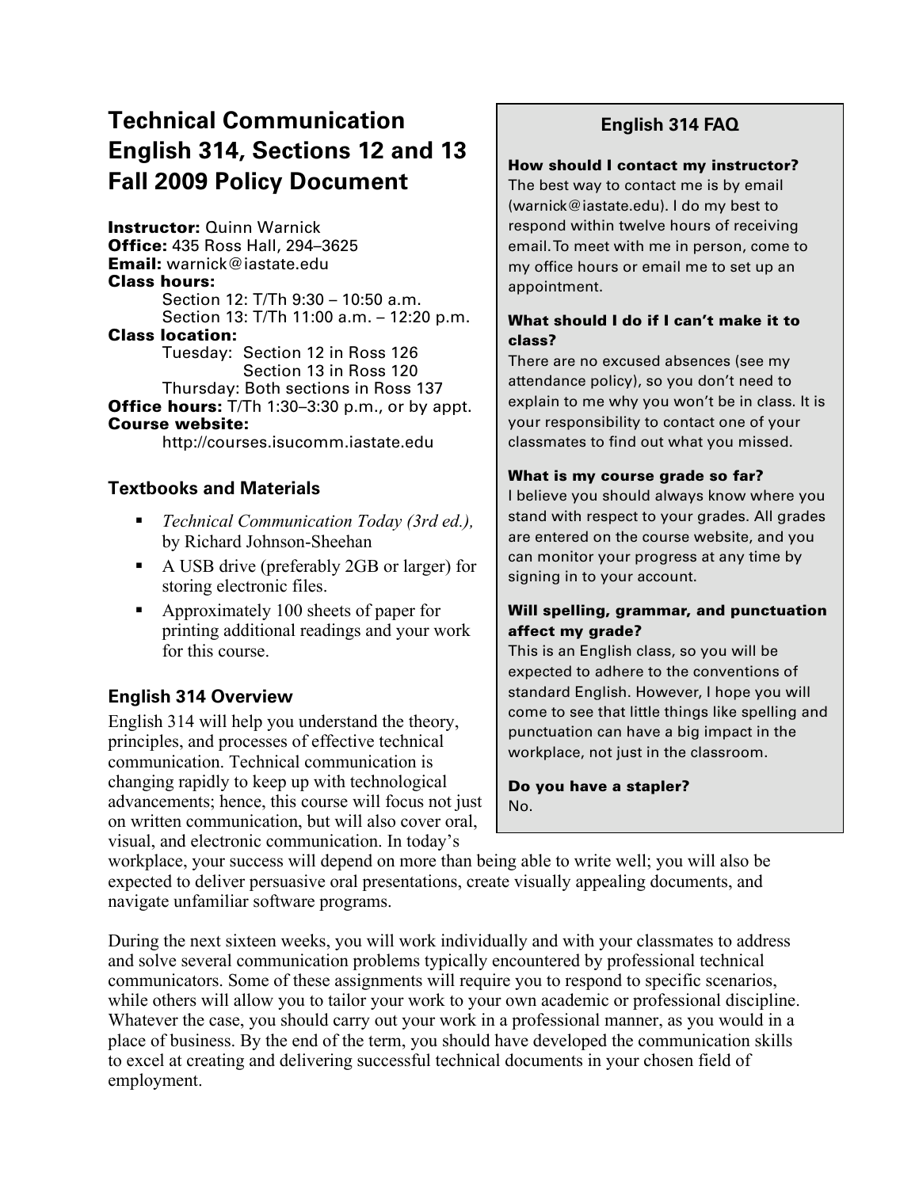// Page 1 of 6 (document 427bd5c4353b): transcribed as Markdown. Main column first, then the FAQ sidebar box.

# Technical Communication English 314, Sections 12 and 13 Fall 2009 Policy Document

**Instructor:** Quinn Warnick
**Office:** 435 Ross Hall, 294–3625
**Email:** warnick@iastate.edu
**Class hours:**
Section 12: T/Th 9:30 – 10:50 a.m.
Section 13: T/Th 11:00 a.m. – 12:20 p.m.
**Class location:**
Tuesday: Section 12 in Ross 126
Section 13 in Ross 120
Thursday: Both sections in Ross 137
**Office hours:** T/Th 1:30–3:30 p.m., or by appt.
**Course website:**
http://courses.isucomm.iastate.edu

## Textbooks and Materials

- *Technical Communication Today (3rd ed.),* by Richard Johnson-Sheehan
- A USB drive (preferably 2GB or larger) for storing electronic files.
- Approximately 100 sheets of paper for printing additional readings and your work for this course.

## English 314 Overview

English 314 will help you understand the theory, principles, and processes of effective technical communication. Technical communication is changing rapidly to keep up with technological advancements; hence, this course will focus not just on written communication, but will also cover oral, visual, and electronic communication. In today's workplace, your success will depend on more than being able to write well; you will also be expected to deliver persuasive oral presentations, create visually appealing documents, and navigate unfamiliar software programs.

During the next sixteen weeks, you will work individually and with your classmates to address and solve several communication problems typically encountered by professional technical communicators. Some of these assignments will require you to respond to specific scenarios, while others will allow you to tailor your work to your own academic or professional discipline. Whatever the case, you should carry out your work in a professional manner, as you would in a place of business. By the end of the term, you should have developed the communication skills to excel at creating and delivering successful technical documents in your chosen field of employment.

### English 314 FAQ

**How should I contact my instructor?**
The best way to contact me is by email (warnick@iastate.edu). I do my best to respond within twelve hours of receiving email. To meet with me in person, come to my office hours or email me to set up an appointment.

**What should I do if I can't make it to class?**
There are no excused absences (see my attendance policy), so you don't need to explain to me why you won't be in class. It is your responsibility to contact one of your classmates to find out what you missed.

**What is my course grade so far?**
I believe you should always know where you stand with respect to your grades. All grades are entered on the course website, and you can monitor your progress at any time by signing in to your account.

**Will spelling, grammar, and punctuation affect my grade?**
This is an English class, so you will be expected to adhere to the conventions of standard English. However, I hope you will come to see that little things like spelling and punctuation can have a big impact in the workplace, not just in the classroom.

**Do you have a stapler?**
No.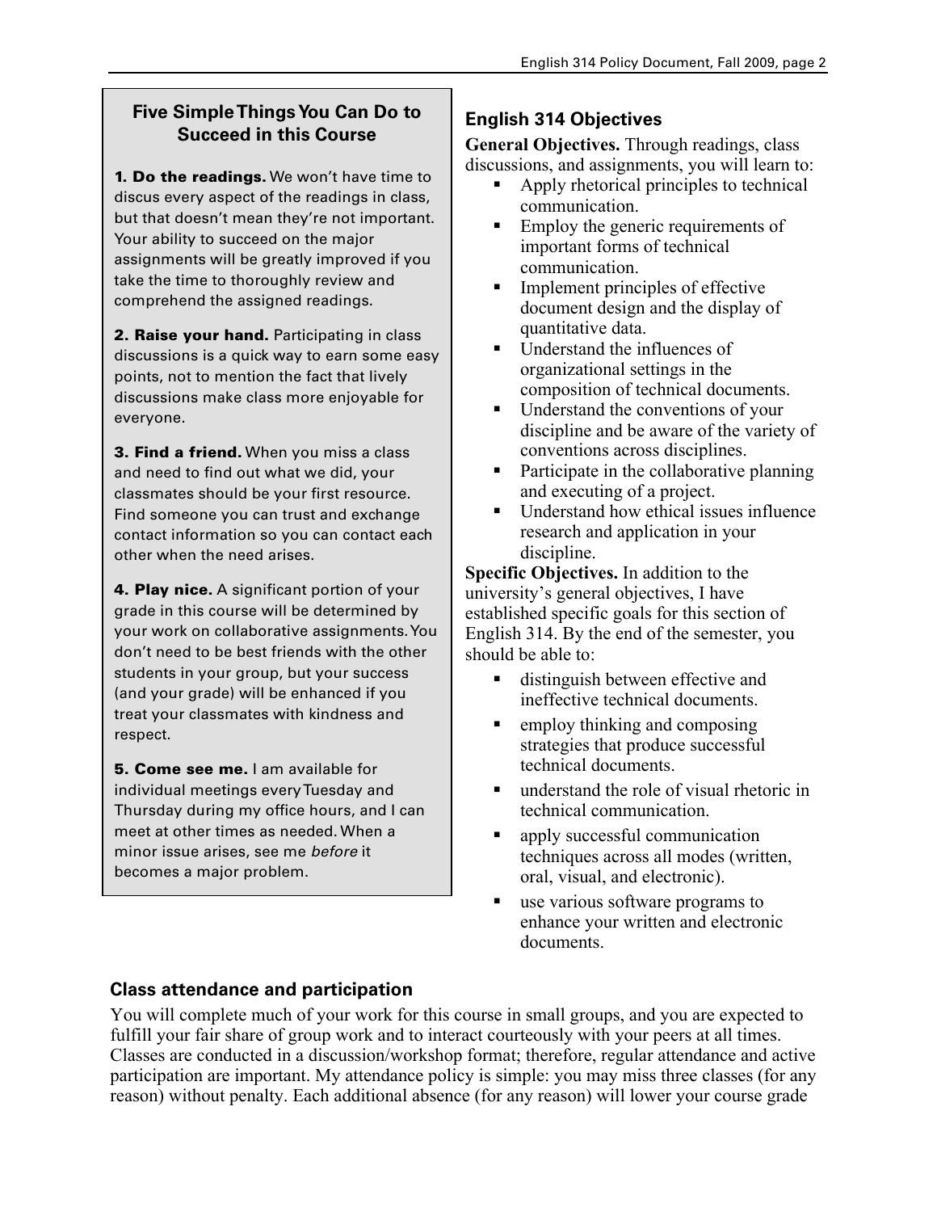### Five Simple Things You Can Do to Succeed in this Course

**1. Do the readings.** We won't have time to discus every aspect of the readings in class, but that doesn't mean they're not important. Your ability to succeed on the major assignments will be greatly improved if you take the time to thoroughly review and comprehend the assigned readings.

**2. Raise your hand.** Participating in class discussions is a quick way to earn some easy points, not to mention the fact that lively discussions make class more enjoyable for everyone.

**3. Find a friend.** When you miss a class and need to find out what we did, your classmates should be your first resource. Find someone you can trust and exchange contact information so you can contact each other when the need arises.

**4. Play nice.** A significant portion of your grade in this course will be determined by your work on collaborative assignments. You don't need to be best friends with the other students in your group, but your success (and your grade) will be enhanced if you treat your classmates with kindness and respect.

**5. Come see me.** I am available for individual meetings every Tuesday and Thursday during my office hours, and I can meet at other times as needed. When a minor issue arises, see me *before* it becomes a major problem.

## English 314 Objectives

**General Objectives.** Through readings, class discussions, and assignments, you will learn to:

- Apply rhetorical principles to technical communication.
- Employ the generic requirements of important forms of technical communication.
- Implement principles of effective document design and the display of quantitative data.
- Understand the influences of organizational settings in the composition of technical documents.
- Understand the conventions of your discipline and be aware of the variety of conventions across disciplines.
- Participate in the collaborative planning and executing of a project.
- Understand how ethical issues influence research and application in your discipline.

**Specific Objectives.** In addition to the university's general objectives, I have established specific goals for this section of English 314. By the end of the semester, you should be able to:

- distinguish between effective and ineffective technical documents.
- employ thinking and composing strategies that produce successful technical documents.
- understand the role of visual rhetoric in technical communication.
- apply successful communication techniques across all modes (written, oral, visual, and electronic).
- use various software programs to enhance your written and electronic documents.

## Class attendance and participation

You will complete much of your work for this course in small groups, and you are expected to fulfill your fair share of group work and to interact courteously with your peers at all times. Classes are conducted in a discussion/workshop format; therefore, regular attendance and active participation are important. My attendance policy is simple: you may miss three classes (for any reason) without penalty. Each additional absence (for any reason) will lower your course grade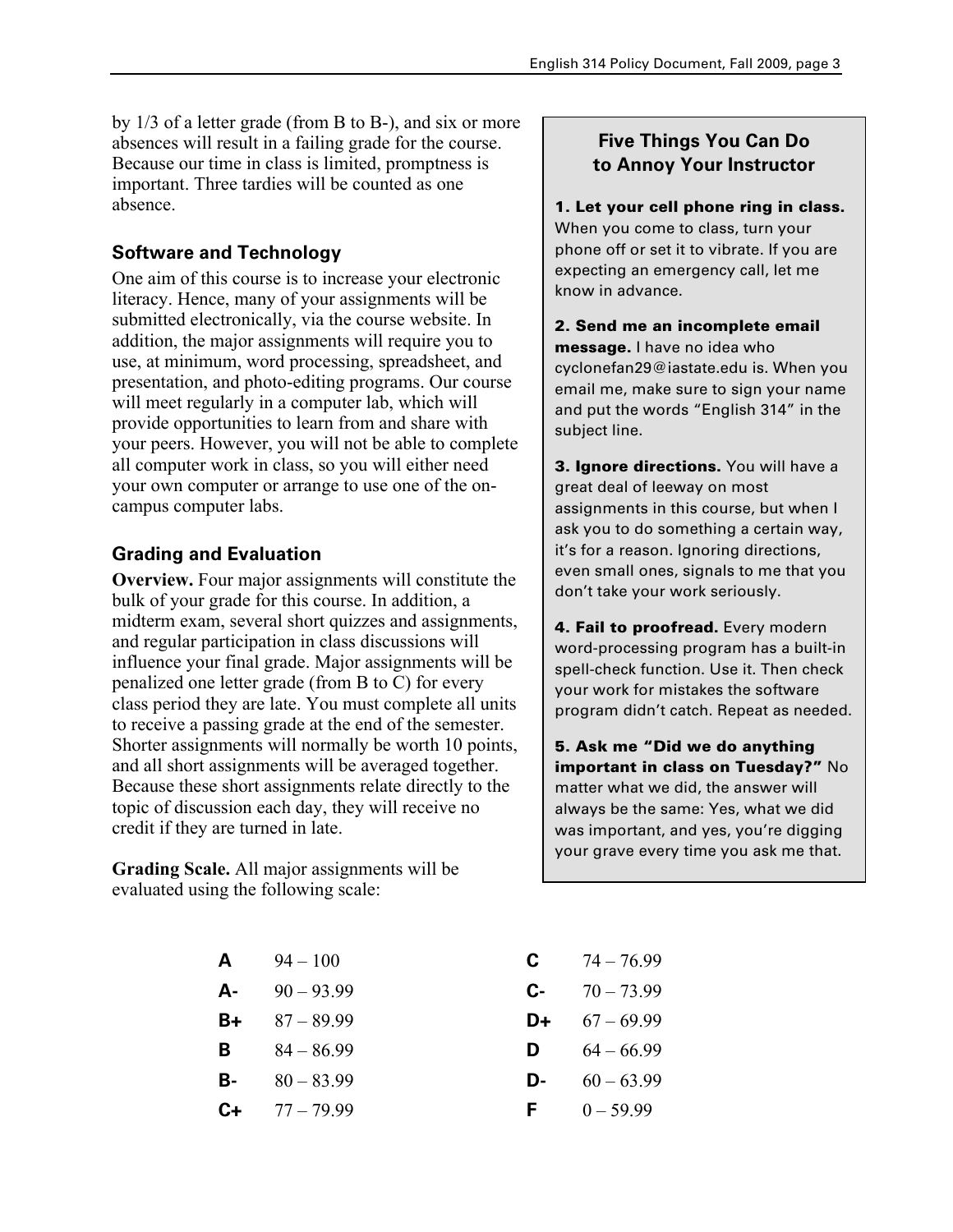by 1/3 of a letter grade (from B to B-), and six or more absences will result in a failing grade for the course. Because our time in class is limited, promptness is important. Three tardies will be counted as one absence.

### Software and Technology

One aim of this course is to increase your electronic literacy. Hence, many of your assignments will be submitted electronically, via the course website. In addition, the major assignments will require you to use, at minimum, word processing, spreadsheet, and presentation, and photo-editing programs. Our course will meet regularly in a computer lab, which will provide opportunities to learn from and share with your peers. However, you will not be able to complete all computer work in class, so you will either need your own computer or arrange to use one of the on-campus computer labs.

### Grading and Evaluation

**Overview.** Four major assignments will constitute the bulk of your grade for this course. In addition, a midterm exam, several short quizzes and assignments, and regular participation in class discussions will influence your final grade. Major assignments will be penalized one letter grade (from B to C) for every class period they are late. You must complete all units to receive a passing grade at the end of the semester. Shorter assignments will normally be worth 10 points, and all short assignments will be averaged together. Because these short assignments relate directly to the topic of discussion each day, they will receive no credit if they are turned in late.

**Grading Scale.** All major assignments will be evaluated using the following scale:

| Grade | Range | Grade | Range |
|---|---|---|---|
| **A** | 94 – 100 | **C** | 74 – 76.99 |
| **A-** | 90 – 93.99 | **C-** | 70 – 73.99 |
| **B+** | 87 – 89.99 | **D+** | 67 – 69.99 |
| **B** | 84 – 86.99 | **D** | 64 – 66.99 |
| **B-** | 80 – 83.99 | **D-** | 60 – 63.99 |
| **C+** | 77 – 79.99 | **F** | 0 – 59.99 |

### Five Things You Can Do to Annoy Your Instructor

**1. Let your cell phone ring in class.** When you come to class, turn your phone off or set it to vibrate. If you are expecting an emergency call, let me know in advance.

**2. Send me an incomplete email message.** I have no idea who cyclonefan29@iastate.edu is. When you email me, make sure to sign your name and put the words "English 314" in the subject line.

**3. Ignore directions.** You will have a great deal of leeway on most assignments in this course, but when I ask you to do something a certain way, it's for a reason. Ignoring directions, even small ones, signals to me that you don't take your work seriously.

**4. Fail to proofread.** Every modern word-processing program has a built-in spell-check function. Use it. Then check your work for mistakes the software program didn't catch. Repeat as needed.

**5. Ask me "Did we do anything important in class on Tuesday?"** No matter what we did, the answer will always be the same: Yes, what we did was important, and yes, you're digging your grave every time you ask me that.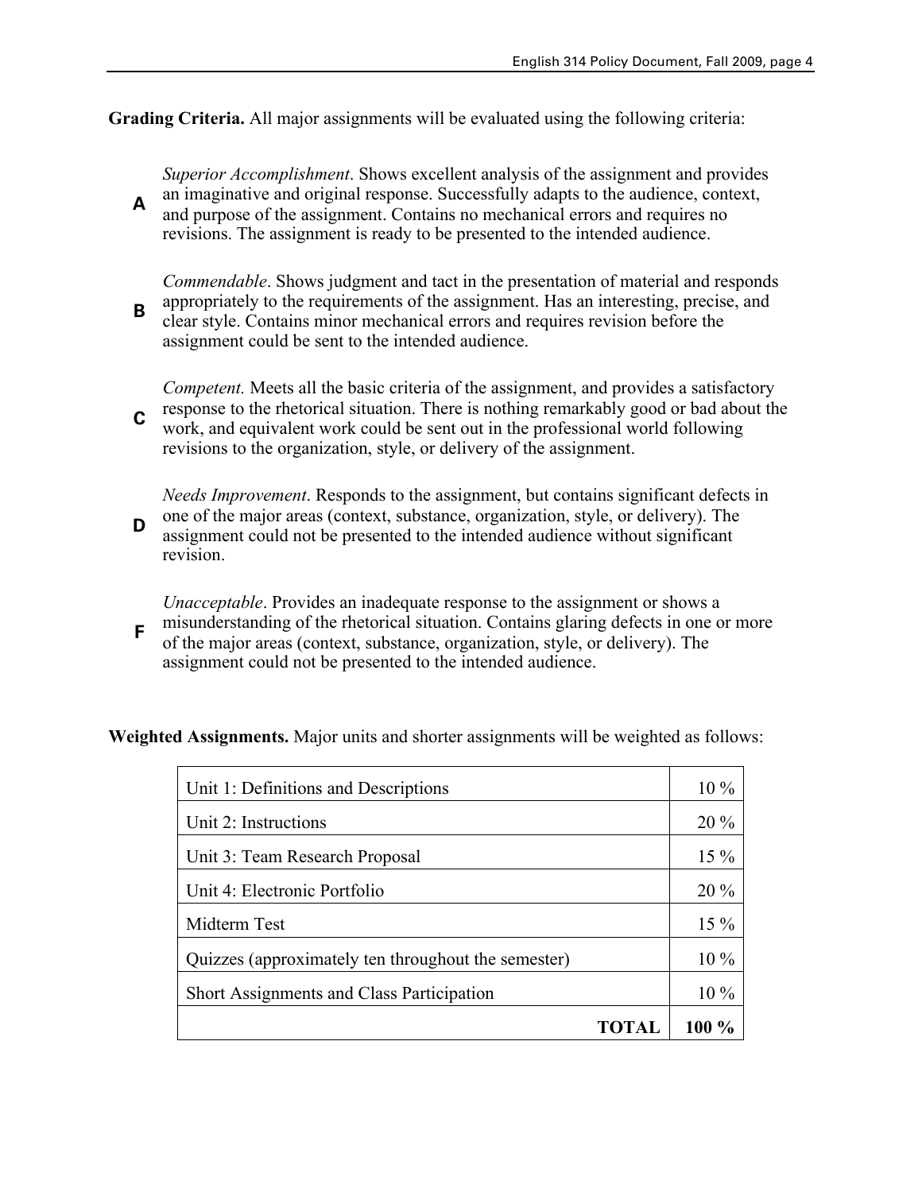**Grading Criteria.** All major assignments will be evaluated using the following criteria:

**A** — *Superior Accomplishment*. Shows excellent analysis of the assignment and provides an imaginative and original response. Successfully adapts to the audience, context, and purpose of the assignment. Contains no mechanical errors and requires no revisions. The assignment is ready to be presented to the intended audience.

**B** — *Commendable*. Shows judgment and tact in the presentation of material and responds appropriately to the requirements of the assignment. Has an interesting, precise, and clear style. Contains minor mechanical errors and requires revision before the assignment could be sent to the intended audience.

**C** — *Competent.* Meets all the basic criteria of the assignment, and provides a satisfactory response to the rhetorical situation. There is nothing remarkably good or bad about the work, and equivalent work could be sent out in the professional world following revisions to the organization, style, or delivery of the assignment.

**D** — *Needs Improvement*. Responds to the assignment, but contains significant defects in one of the major areas (context, substance, organization, style, or delivery). The assignment could not be presented to the intended audience without significant revision.

**F** — *Unacceptable*. Provides an inadequate response to the assignment or shows a misunderstanding of the rhetorical situation. Contains glaring defects in one or more of the major areas (context, substance, organization, style, or delivery). The assignment could not be presented to the intended audience.

**Weighted Assignments.** Major units and shorter assignments will be weighted as follows:

| Assignment | Weight |
|---|---|
| Unit 1: Definitions and Descriptions | 10 % |
| Unit 2: Instructions | 20 % |
| Unit 3: Team Research Proposal | 15 % |
| Unit 4: Electronic Portfolio | 20 % |
| Midterm Test | 15 % |
| Quizzes (approximately ten throughout the semester) | 10 % |
| Short Assignments and Class Participation | 10 % |
| **TOTAL** | **100 %** |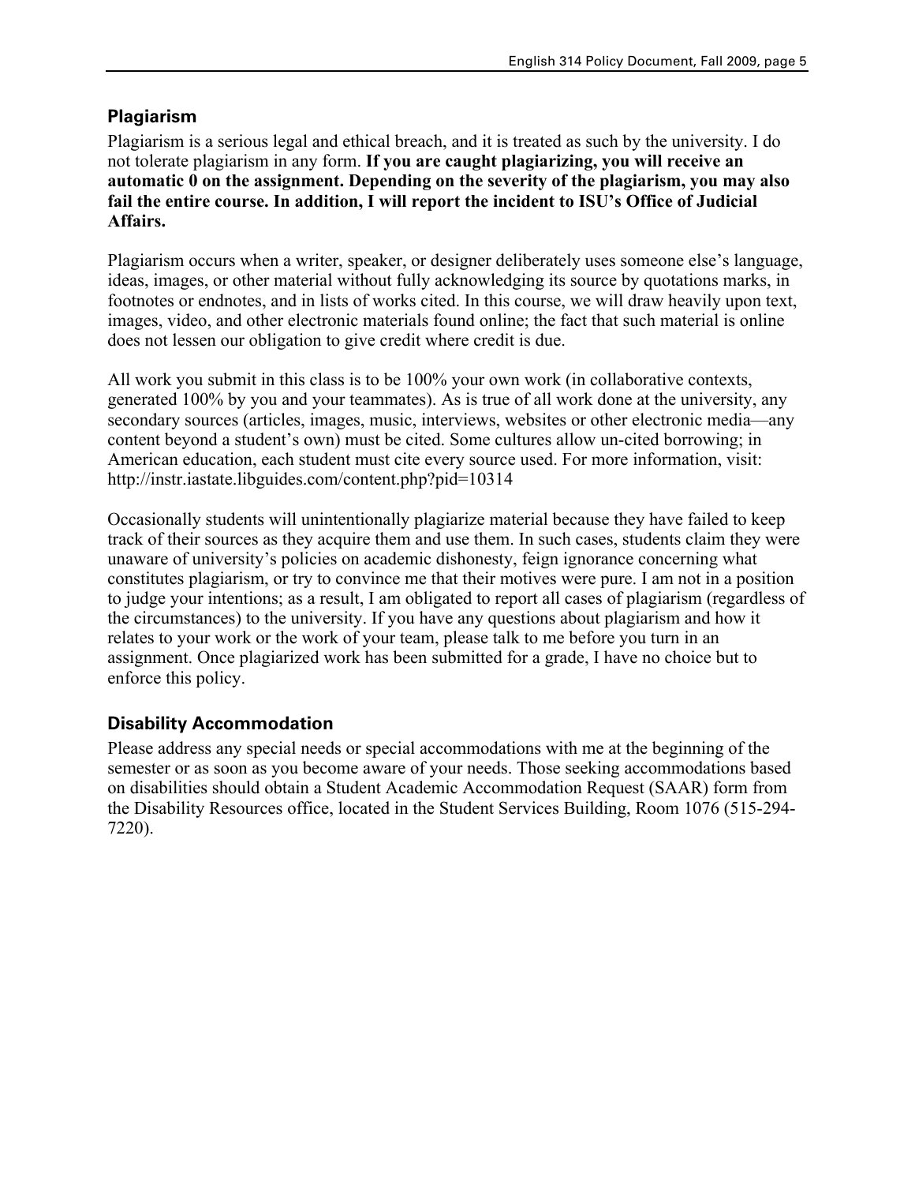## Plagiarism

Plagiarism is a serious legal and ethical breach, and it is treated as such by the university. I do not tolerate plagiarism in any form. **If you are caught plagiarizing, you will receive an automatic 0 on the assignment. Depending on the severity of the plagiarism, you may also fail the entire course. In addition, I will report the incident to ISU's Office of Judicial Affairs.**

Plagiarism occurs when a writer, speaker, or designer deliberately uses someone else's language, ideas, images, or other material without fully acknowledging its source by quotations marks, in footnotes or endnotes, and in lists of works cited. In this course, we will draw heavily upon text, images, video, and other electronic materials found online; the fact that such material is online does not lessen our obligation to give credit where credit is due.

All work you submit in this class is to be 100% your own work (in collaborative contexts, generated 100% by you and your teammates). As is true of all work done at the university, any secondary sources (articles, images, music, interviews, websites or other electronic media—any content beyond a student's own) must be cited. Some cultures allow un-cited borrowing; in American education, each student must cite every source used. For more information, visit: http://instr.iastate.libguides.com/content.php?pid=10314

Occasionally students will unintentionally plagiarize material because they have failed to keep track of their sources as they acquire them and use them. In such cases, students claim they were unaware of university's policies on academic dishonesty, feign ignorance concerning what constitutes plagiarism, or try to convince me that their motives were pure. I am not in a position to judge your intentions; as a result, I am obligated to report all cases of plagiarism (regardless of the circumstances) to the university. If you have any questions about plagiarism and how it relates to your work or the work of your team, please talk to me before you turn in an assignment. Once plagiarized work has been submitted for a grade, I have no choice but to enforce this policy.

## Disability Accommodation

Please address any special needs or special accommodations with me at the beginning of the semester or as soon as you become aware of your needs. Those seeking accommodations based on disabilities should obtain a Student Academic Accommodation Request (SAAR) form from the Disability Resources office, located in the Student Services Building, Room 1076 (515-294-7220).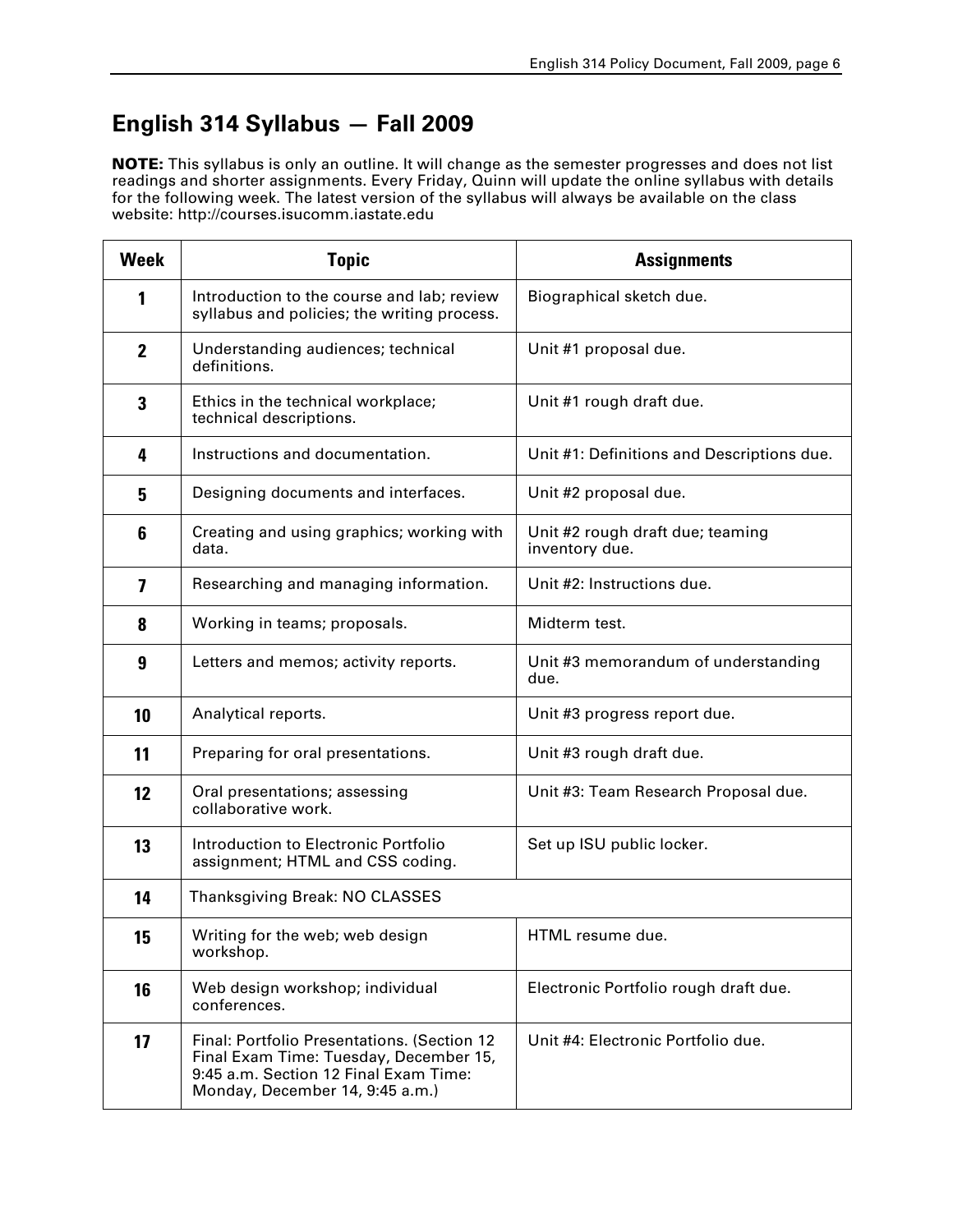# English 314 Syllabus — Fall 2009

**NOTE:** This syllabus is only an outline. It will change as the semester progresses and does not list readings and shorter assignments. Every Friday, Quinn will update the online syllabus with details for the following week. The latest version of the syllabus will always be available on the class website: http://courses.isucomm.iastate.edu

| Week | Topic | Assignments |
|---|---|---|
| **1** | Introduction to the course and lab; review syllabus and policies; the writing process. | Biographical sketch due. |
| **2** | Understanding audiences; technical definitions. | Unit #1 proposal due. |
| **3** | Ethics in the technical workplace; technical descriptions. | Unit #1 rough draft due. |
| **4** | Instructions and documentation. | Unit #1: Definitions and Descriptions due. |
| **5** | Designing documents and interfaces. | Unit #2 proposal due. |
| **6** | Creating and using graphics; working with data. | Unit #2 rough draft due; teaming inventory due. |
| **7** | Researching and managing information. | Unit #2: Instructions due. |
| **8** | Working in teams; proposals. | Midterm test. |
| **9** | Letters and memos; activity reports. | Unit #3 memorandum of understanding due. |
| **10** | Analytical reports. | Unit #3 progress report due. |
| **11** | Preparing for oral presentations. | Unit #3 rough draft due. |
| **12** | Oral presentations; assessing collaborative work. | Unit #3: Team Research Proposal due. |
| **13** | Introduction to Electronic Portfolio assignment; HTML and CSS coding. | Set up ISU public locker. |
| **14** | Thanksgiving Break: NO CLASSES | |
| **15** | Writing for the web; web design workshop. | HTML resume due. |
| **16** | Web design workshop; individual conferences. | Electronic Portfolio rough draft due. |
| **17** | Final: Portfolio Presentations. (Section 12 Final Exam Time: Tuesday, December 15, 9:45 a.m. Section 12 Final Exam Time: Monday, December 14, 9:45 a.m.) | Unit #4: Electronic Portfolio due. |